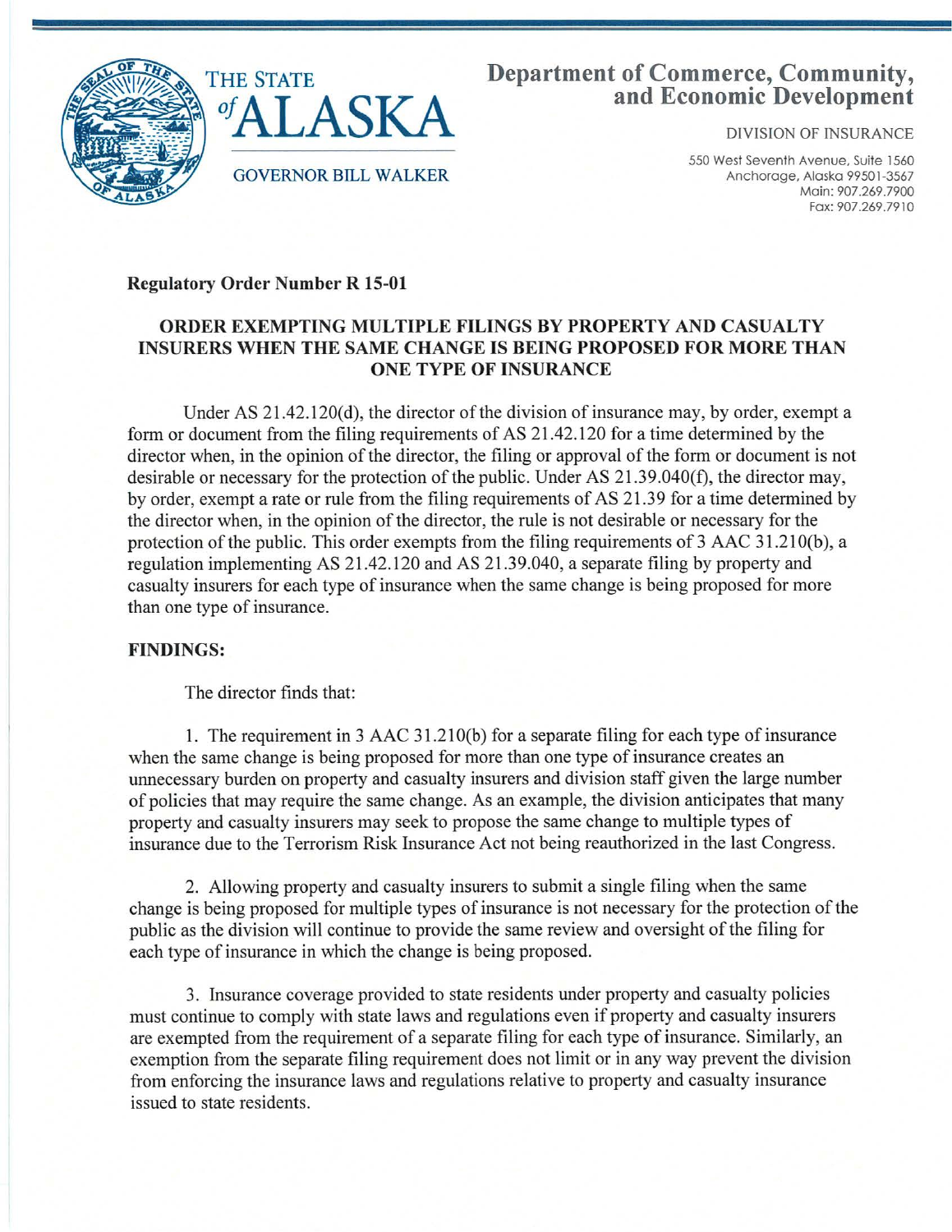THE STATE of ALASKA

GOVERNOR BILL WALKER

# Department of Commerce, Community, and Economic Development

DIVISION OF INSURANCE

550 West Seventh Avenue, Suite 1560
Anchorage, Alaska 99501-3567
Main: 907.269.7900
Fax: 907.269.7910

**Regulatory Order Number R 15-01**

## ORDER EXEMPTING MULTIPLE FILINGS BY PROPERTY AND CASUALTY INSURERS WHEN THE SAME CHANGE IS BEING PROPOSED FOR MORE THAN ONE TYPE OF INSURANCE

Under AS 21.42.120(d), the director of the division of insurance may, by order, exempt a form or document from the filing requirements of AS 21.42.120 for a time determined by the director when, in the opinion of the director, the filing or approval of the form or document is not desirable or necessary for the protection of the public. Under AS 21.39.040(f), the director may, by order, exempt a rate or rule from the filing requirements of AS 21.39 for a time determined by the director when, in the opinion of the director, the rule is not desirable or necessary for the protection of the public. This order exempts from the filing requirements of 3 AAC 31.210(b), a regulation implementing AS 21.42.120 and AS 21.39.040, a separate filing by property and casualty insurers for each type of insurance when the same change is being proposed for more than one type of insurance.

**FINDINGS:**

The director finds that:

1. The requirement in 3 AAC 31.210(b) for a separate filing for each type of insurance when the same change is being proposed for more than one type of insurance creates an unnecessary burden on property and casualty insurers and division staff given the large number of policies that may require the same change. As an example, the division anticipates that many property and casualty insurers may seek to propose the same change to multiple types of insurance due to the Terrorism Risk Insurance Act not being reauthorized in the last Congress.

2. Allowing property and casualty insurers to submit a single filing when the same change is being proposed for multiple types of insurance is not necessary for the protection of the public as the division will continue to provide the same review and oversight of the filing for each type of insurance in which the change is being proposed.

3. Insurance coverage provided to state residents under property and casualty policies must continue to comply with state laws and regulations even if property and casualty insurers are exempted from the requirement of a separate filing for each type of insurance. Similarly, an exemption from the separate filing requirement does not limit or in any way prevent the division from enforcing the insurance laws and regulations relative to property and casualty insurance issued to state residents.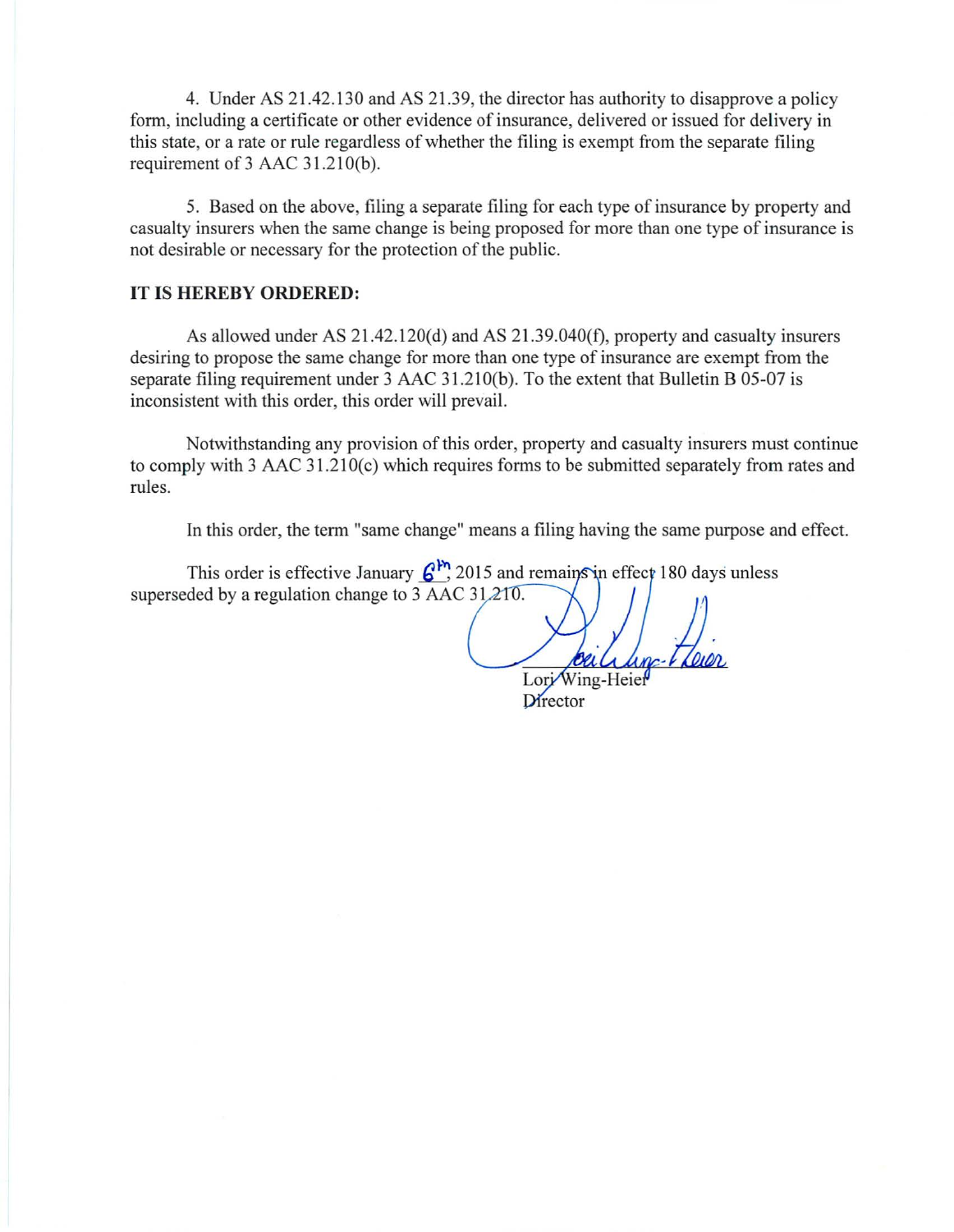4. Under AS 21.42.130 and AS 21.39, the director has authority to disapprove a policy form, including a certificate or other evidence of insurance, delivered or issued for delivery in this state, or a rate or rule regardless of whether the filing is exempt from the separate filing requirement of 3 AAC 31.210(b).

5. Based on the above, filing a separate filing for each type of insurance by property and casualty insurers when the same change is being proposed for more than one type of insurance is not desirable or necessary for the protection of the public.

**IT IS HEREBY ORDERED:**

As allowed under AS 21.42.120(d) and AS 21.39.040(f), property and casualty insurers desiring to propose the same change for more than one type of insurance are exempt from the separate filing requirement under 3 AAC 31.210(b). To the extent that Bulletin B 05-07 is inconsistent with this order, this order will prevail.

Notwithstanding any provision of this order, property and casualty insurers must continue to comply with 3 AAC 31.210(c) which requires forms to be submitted separately from rates and rules.

In this order, the term "same change" means a filing having the same purpose and effect.

This order is effective January 6th, 2015 and remains in effect 180 days unless superseded by a regulation change to 3 AAC 31.210.

Lori Wing-Heier
Director